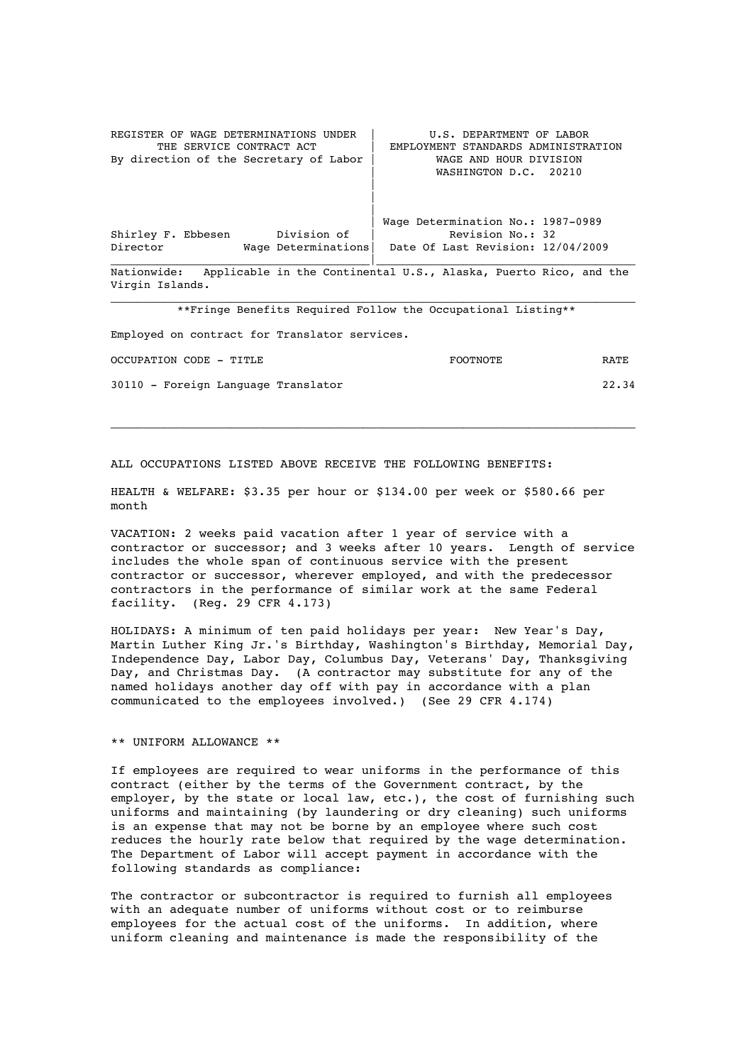| REGISTER OF WAGE DETERMINATIONS UNDER THE SERVICE CONTRACT ACT By direction of the Secretary of Labor | U.S. DEPARTMENT OF LABOR EMPLOYMENT STANDARDS ADMINISTRATION WAGE AND HOUR DIVISION WASHINGTON D.C. 20210 |
|---|---|
| Shirley F. Ebbesen, Director, Division of Wage Determinations | Wage Determination No.: 1987-0989 Revision No.: 32 Date Of Last Revision: 12/04/2009 |

Nationwide: Applicable in the Continental U.S., Alaska, Puerto Rico, and the Virgin Islands.

**Fringe Benefits Required Follow the Occupational Listing**

Employed on contract for Translator services.

| OCCUPATION CODE - TITLE | FOOTNOTE | RATE |
|---|---|---|
| 30110 - Foreign Language Translator | | 22.34 |

ALL OCCUPATIONS LISTED ABOVE RECEIVE THE FOLLOWING BENEFITS:

HEALTH & WELFARE: $3.35 per hour or $134.00 per week or $580.66 per month

VACATION: 2 weeks paid vacation after 1 year of service with a contractor or successor; and 3 weeks after 10 years. Length of service includes the whole span of continuous service with the present contractor or successor, wherever employed, and with the predecessor contractors in the performance of similar work at the same Federal facility. (Reg. 29 CFR 4.173)

HOLIDAYS: A minimum of ten paid holidays per year: New Year's Day, Martin Luther King Jr.'s Birthday, Washington's Birthday, Memorial Day, Independence Day, Labor Day, Columbus Day, Veterans' Day, Thanksgiving Day, and Christmas Day. (A contractor may substitute for any of the named holidays another day off with pay in accordance with a plan communicated to the employees involved.) (See 29 CFR 4.174)

** UNIFORM ALLOWANCE **

If employees are required to wear uniforms in the performance of this contract (either by the terms of the Government contract, by the employer, by the state or local law, etc.), the cost of furnishing such uniforms and maintaining (by laundering or dry cleaning) such uniforms is an expense that may not be borne by an employee where such cost reduces the hourly rate below that required by the wage determination. The Department of Labor will accept payment in accordance with the following standards as compliance:

The contractor or subcontractor is required to furnish all employees with an adequate number of uniforms without cost or to reimburse employees for the actual cost of the uniforms. In addition, where uniform cleaning and maintenance is made the responsibility of the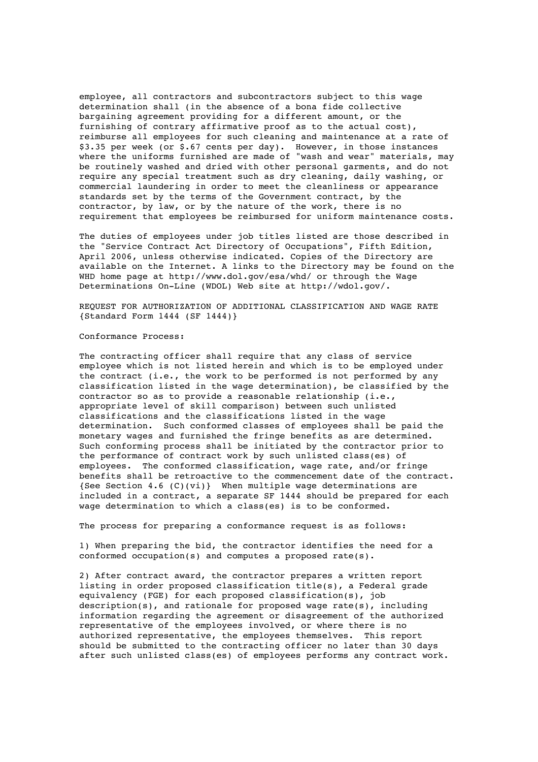employee, all contractors and subcontractors subject to this wage determination shall (in the absence of a bona fide collective bargaining agreement providing for a different amount, or the furnishing of contrary affirmative proof as to the actual cost), reimburse all employees for such cleaning and maintenance at a rate of $3.35 per week (or $.67 cents per day). However, in those instances where the uniforms furnished are made of "wash and wear" materials, may be routinely washed and dried with other personal garments, and do not require any special treatment such as dry cleaning, daily washing, or commercial laundering in order to meet the cleanliness or appearance standards set by the terms of the Government contract, by the contractor, by law, or by the nature of the work, there is no requirement that employees be reimbursed for uniform maintenance costs.

The duties of employees under job titles listed are those described in the "Service Contract Act Directory of Occupations", Fifth Edition, April 2006, unless otherwise indicated. Copies of the Directory are available on the Internet. A links to the Directory may be found on the WHD home page at http://www.dol.gov/esa/whd/ or through the Wage Determinations On-Line (WDOL) Web site at http://wdol.gov/.

REQUEST FOR AUTHORIZATION OF ADDITIONAL CLASSIFICATION AND WAGE RATE {Standard Form 1444 (SF 1444)}

Conformance Process:

The contracting officer shall require that any class of service employee which is not listed herein and which is to be employed under the contract (i.e., the work to be performed is not performed by any classification listed in the wage determination), be classified by the contractor so as to provide a reasonable relationship (i.e., appropriate level of skill comparison) between such unlisted classifications and the classifications listed in the wage determination. Such conformed classes of employees shall be paid the monetary wages and furnished the fringe benefits as are determined. Such conforming process shall be initiated by the contractor prior to the performance of contract work by such unlisted class(es) of employees. The conformed classification, wage rate, and/or fringe benefits shall be retroactive to the commencement date of the contract. {See Section 4.6 (C)(vi)} When multiple wage determinations are included in a contract, a separate SF 1444 should be prepared for each wage determination to which a class(es) is to be conformed.

The process for preparing a conformance request is as follows:

1) When preparing the bid, the contractor identifies the need for a conformed occupation(s) and computes a proposed rate(s).

2) After contract award, the contractor prepares a written report listing in order proposed classification title(s), a Federal grade equivalency (FGE) for each proposed classification(s), job description(s), and rationale for proposed wage rate(s), including information regarding the agreement or disagreement of the authorized representative of the employees involved, or where there is no authorized representative, the employees themselves. This report should be submitted to the contracting officer no later than 30 days after such unlisted class(es) of employees performs any contract work.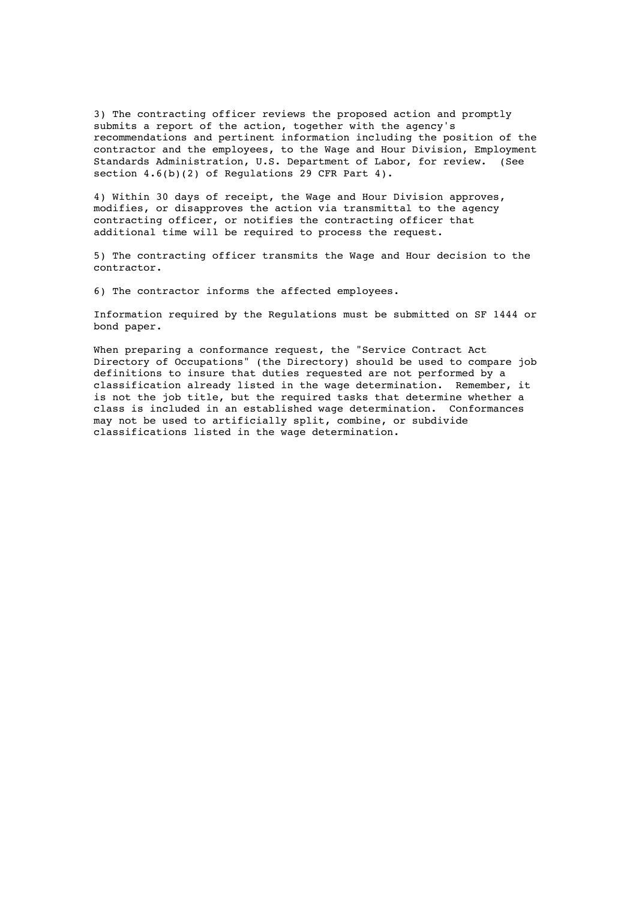3) The contracting officer reviews the proposed action and promptly submits a report of the action, together with the agency's recommendations and pertinent information including the position of the contractor and the employees, to the Wage and Hour Division, Employment Standards Administration, U.S. Department of Labor, for review. (See section 4.6(b)(2) of Regulations 29 CFR Part 4).

4) Within 30 days of receipt, the Wage and Hour Division approves, modifies, or disapproves the action via transmittal to the agency contracting officer, or notifies the contracting officer that additional time will be required to process the request.

5) The contracting officer transmits the Wage and Hour decision to the contractor.

6) The contractor informs the affected employees.

Information required by the Regulations must be submitted on SF 1444 or bond paper.

When preparing a conformance request, the "Service Contract Act Directory of Occupations" (the Directory) should be used to compare job definitions to insure that duties requested are not performed by a classification already listed in the wage determination. Remember, it is not the job title, but the required tasks that determine whether a class is included in an established wage determination. Conformances may not be used to artificially split, combine, or subdivide classifications listed in the wage determination.